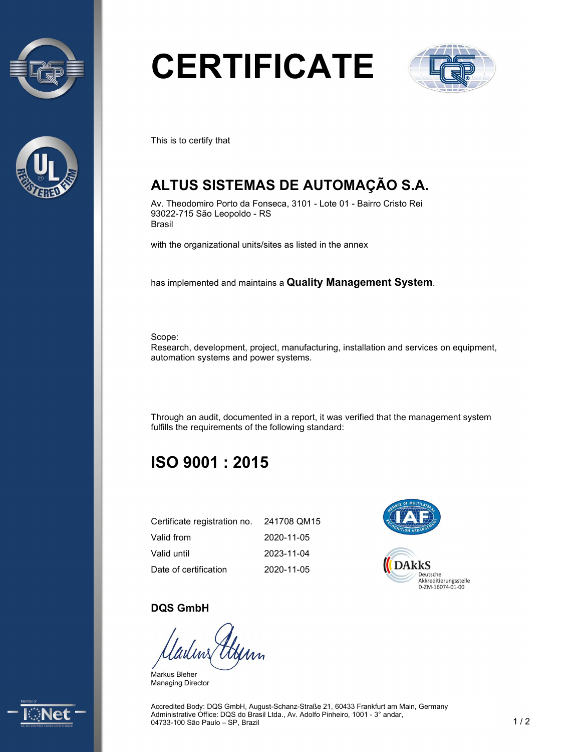# CERTIFICATE

This is to certify that

## ALTUS SISTEMAS DE AUTOMAÇÃO S.A.

Av. Theodomiro Porto da Fonseca, 3101 - Lote 01 - Bairro Cristo Rei
93022-715 São Leopoldo - RS
Brasil

with the organizational units/sites as listed in the annex

has implemented and maintains a **Quality Management System**.

Scope:
Research, development, project, manufacturing, installation and services on equipment, automation systems and power systems.

Through an audit, documented in a report, it was verified that the management system fulfills the requirements of the following standard:

## ISO 9001 : 2015

| | |
|---|---|
| Certificate registration no. | 241708 QM15 |
| Valid from | 2020-11-05 |
| Valid until | 2023-11-04 |
| Date of certification | 2020-11-05 |

DAkkS Deutsche Akkreditierungsstelle D-ZM-16074-01-00

**DQS GmbH**

Markus Bleher
Managing Director

Accredited Body: DQS GmbH, August-Schanz-Straße 21, 60433 Frankfurt am Main, Germany
Administrative Office: DQS do Brasil Ltda., Av. Adolfo Pinheiro, 1001 - 3° andar, 04733-100 São Paulo – SP, Brazil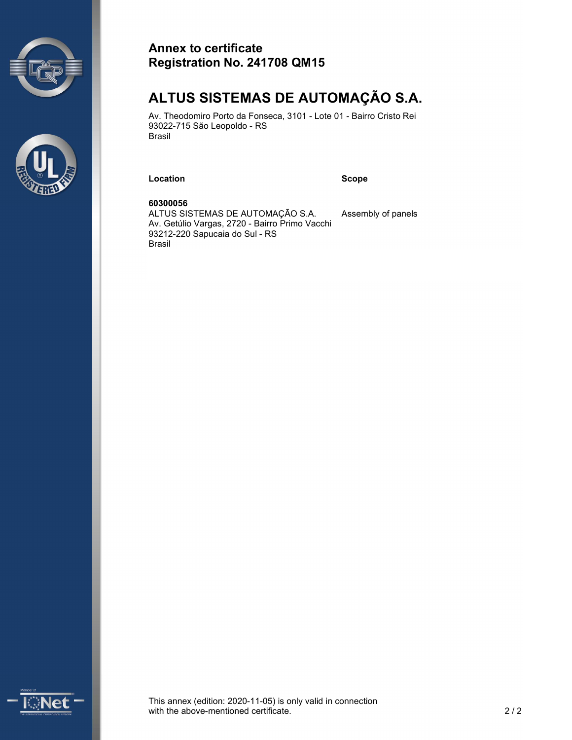**Annex to certificate**
**Registration No. 241708 QM15**

# ALTUS SISTEMAS DE AUTOMAÇÃO S.A.

Av. Theodomiro Porto da Fonseca, 3101 - Lote 01 - Bairro Cristo Rei
93022-715 São Leopoldo - RS
Brasil

| Location | Scope |
|---|---|
| **60300056**<br>ALTUS SISTEMAS DE AUTOMAÇÃO S.A.<br>Av. Getúlio Vargas, 2720 - Bairro Primo Vacchi<br>93212-220 Sapucaia do Sul - RS<br>Brasil | Assembly of panels |

This annex (edition: 2020-11-05) is only valid in connection with the above-mentioned certificate.